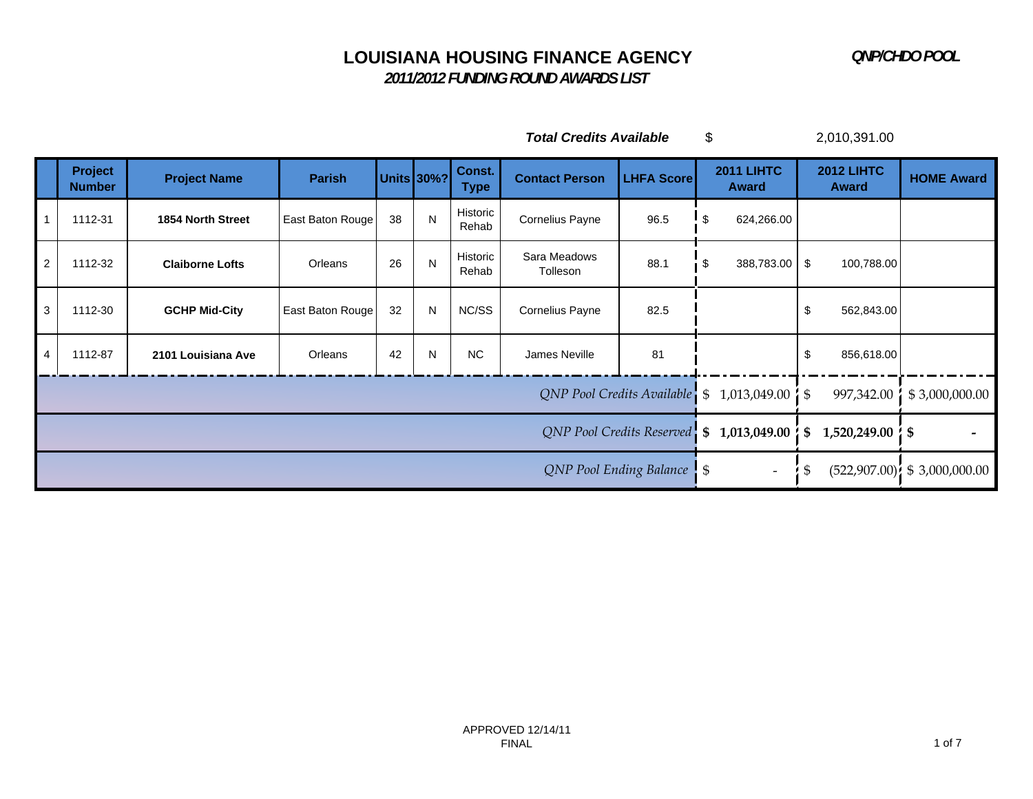# LOUISIANA HOUSING FINANCE AGENCY

***QNP/CHDO POOL***

## *2011/2012 FUNDING ROUND AWARDS LIST*

***Total Credits Available*** $ 2,010,391.00

| | Project Number | Project Name | Parish | Units | 30%? | Const. Type | Contact Person | LHFA Score | 2011 LIHTC Award | 2012 LIHTC Award | HOME Award |
|---|---|---|---|---|---|---|---|---|---|---|---|
| 1 | 1112-31 | **1854 North Street** | East Baton Rouge | 38 | N | Historic Rehab | Cornelius Payne | 96.5 | $ 624,266.00 | | |
| 2 | 1112-32 | **Claiborne Lofts** | Orleans | 26 | N | Historic Rehab | Sara Meadows Tolleson | 88.1 | $ 388,783.00 | $ 100,788.00 | |
| 3 | 1112-30 | **GCHP Mid-City** | East Baton Rouge | 32 | N | NC/SS | Cornelius Payne | 82.5 | | $ 562,843.00 | |
| 4 | 1112-87 | **2101 Louisiana Ave** | Orleans | 42 | N | NC | James Neville | 81 | | $ 856,618.00 | |
| | | | | | | | | *QNP Pool Credits Available* | $ 1,013,049.00 | $ 997,342.00 | $ 3,000,000.00 |
| | | | | | | | | *QNP Pool Credits Reserved* | **$ 1,013,049.00** | **$ 1,520,249.00** | **$ -** |
| | | | | | | | | *QNP Pool Ending Balance* | $ - | $ (522,907.00) | $ 3,000,000.00 |

APPROVED 12/14/11
FINAL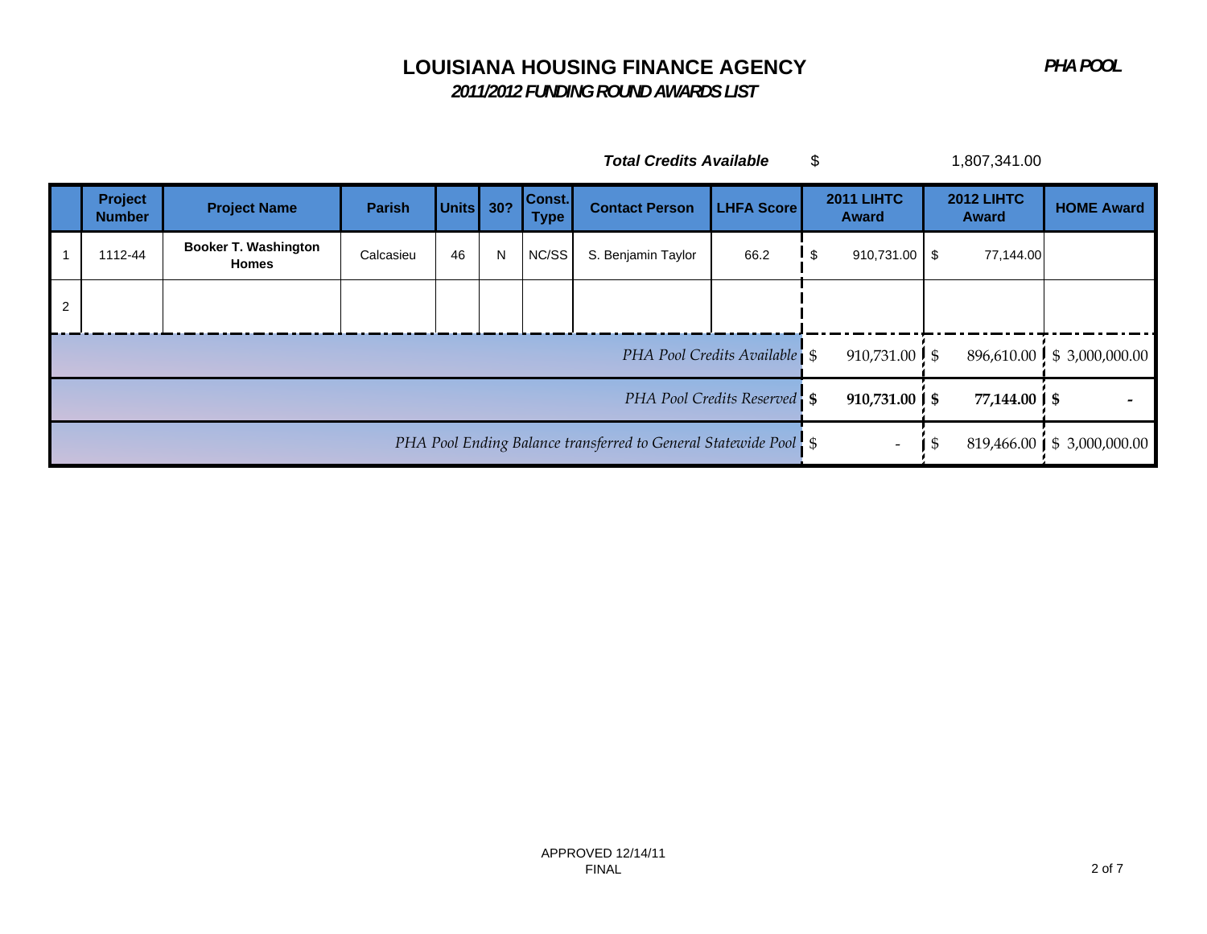# LOUISIANA HOUSING FINANCE AGENCY

***PHA POOL***

***2011/2012 FUNDING ROUND AWARDS LIST***

***Total Credits Available*** $ 1,807,341.00

| | Project Number | Project Name | Parish | Units | 30? | Const. Type | Contact Person | LHFA Score | 2011 LIHTC Award | 2012 LIHTC Award | HOME Award |
|---|---|---|---|---|---|---|---|---|---|---|---|
| 1 | 1112-44 | **Booker T. Washington Homes** | Calcasieu | 46 | N | NC/SS | S. Benjamin Taylor | 66.2 | $ 910,731.00 | $ 77,144.00 | |
| 2 | | | | | | | | | | | |
| | | | | | | | | *PHA Pool Credits Available* | $ 910,731.00 | $ 896,610.00 | $ 3,000,000.00 |
| | | | | | | | | *PHA Pool Credits Reserved* | **$ 910,731.00** | **$ 77,144.00** | **$ -** |
| | | | | | | | | *PHA Pool Ending Balance transferred to General Statewide Pool* | $ - | $ 819,466.00 | $ 3,000,000.00 |

APPROVED 12/14/11
FINAL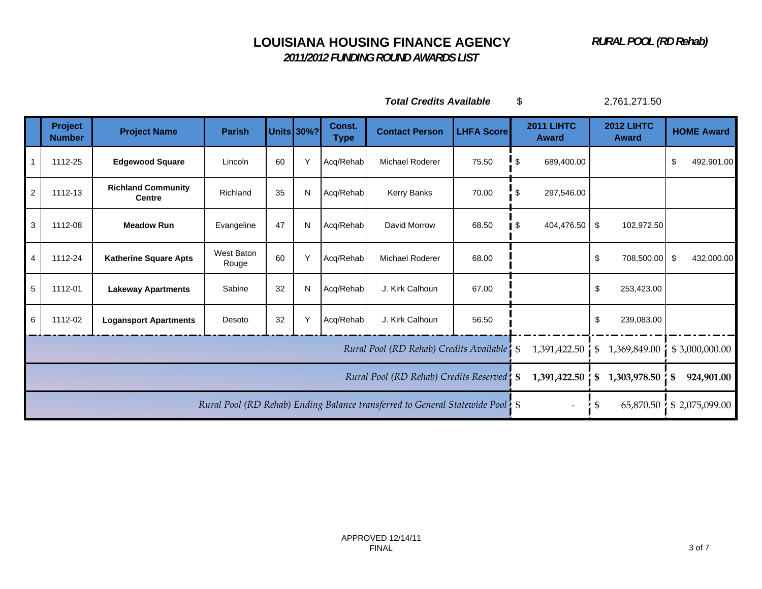# LOUISIANA HOUSING FINANCE AGENCY

***RURAL POOL (RD Rehab)***

***2011/2012 FUNDING ROUND AWARDS LIST***

***Total Credits Available*** $ 2,761,271.50

| | Project Number | Project Name | Parish | Units | 30%? | Const. Type | Contact Person | LHFA Score | 2011 LIHTC Award | 2012 LIHTC Award | HOME Award |
|---|---|---|---|---|---|---|---|---|---|---|---|
| 1 | 1112-25 | **Edgewood Square** | Lincoln | 60 | Y | Acq/Rehab | Michael Roderer | 75.50 | $ 689,400.00 | | $ 492,901.00 |
| 2 | 1112-13 | **Richland Community Centre** | Richland | 35 | N | Acq/Rehab | Kerry Banks | 70.00 | $ 297,546.00 | | |
| 3 | 1112-08 | **Meadow Run** | Evangeline | 47 | N | Acq/Rehab | David Morrow | 68.50 | $ 404,476.50 | $ 102,972.50 | |
| 4 | 1112-24 | **Katherine Square Apts** | West Baton Rouge | 60 | Y | Acq/Rehab | Michael Roderer | 68.00 | | $ 708,500.00 | $ 432,000.00 |
| 5 | 1112-01 | **Lakeway Apartments** | Sabine | 32 | N | Acq/Rehab | J. Kirk Calhoun | 67.00 | | $ 253,423.00 | |
| 6 | 1112-02 | **Logansport Apartments** | Desoto | 32 | Y | Acq/Rehab | J. Kirk Calhoun | 56.50 | | $ 239,083.00 | |
| | | | | | | | | *Rural Pool (RD Rehab) Credits Available* | $ 1,391,422.50 | $ 1,369,849.00 | $ 3,000,000.00 |
| | | | | | | | | *Rural Pool (RD Rehab) Credits Reserved* | **$ 1,391,422.50** | **$ 1,303,978.50** | **$ 924,901.00** |
| | | | | | | | | *Rural Pool (RD Rehab) Ending Balance transferred to General Statewide Pool* | $ - | $ 65,870.50 | $ 2,075,099.00 |

APPROVED 12/14/11
FINAL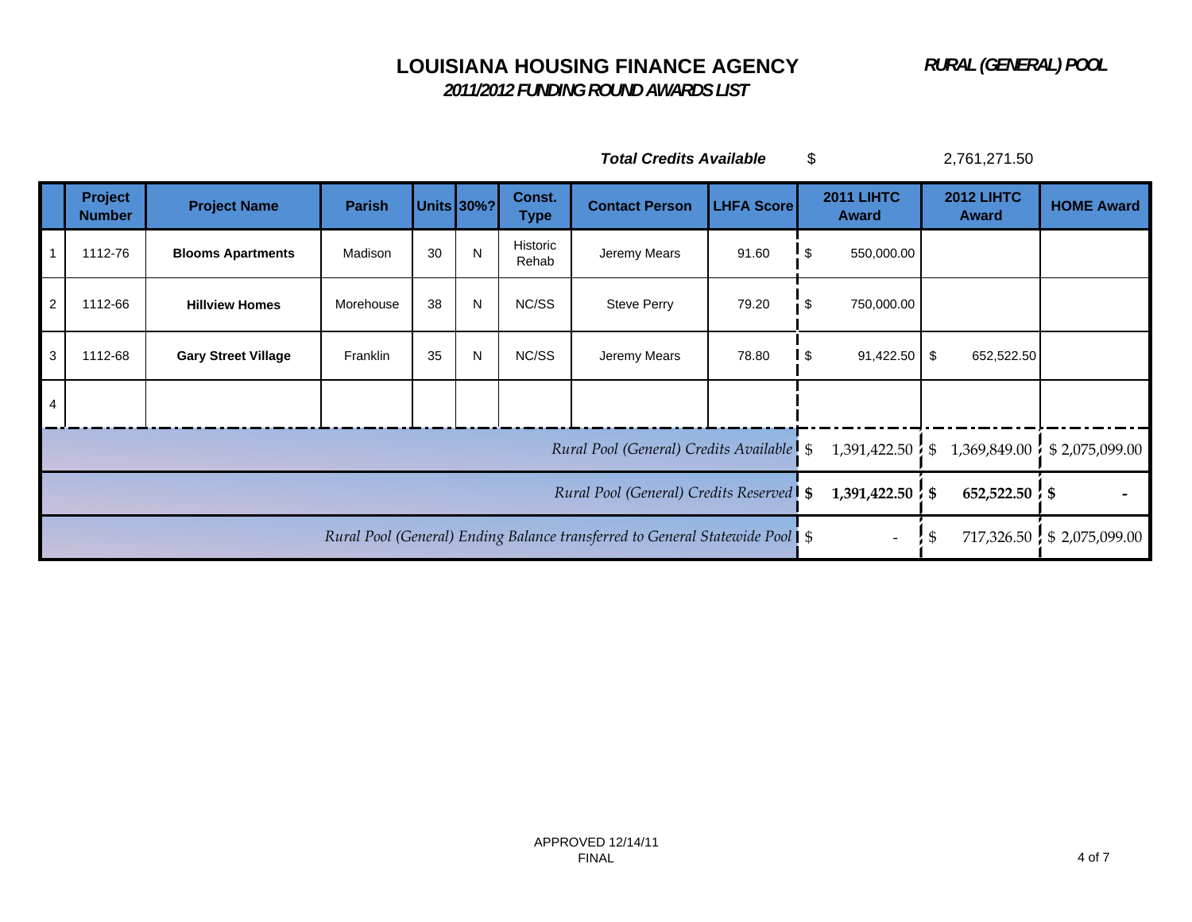# LOUISIANA HOUSING FINANCE AGENCY

***2011/2012 FUNDING ROUND AWARDS LIST***

***RURAL (GENERAL) POOL***

***Total Credits Available*** $ 2,761,271.50

| | Project Number | Project Name | Parish | Units | 30%? | Const. Type | Contact Person | LHFA Score | 2011 LIHTC Award | 2012 LIHTC Award | HOME Award |
|---|---|---|---|---|---|---|---|---|---|---|---|
| 1 | 1112-76 | **Blooms Apartments** | Madison | 30 | N | Historic Rehab | Jeremy Mears | 91.60 | $ 550,000.00 | | |
| 2 | 1112-66 | **Hillview Homes** | Morehouse | 38 | N | NC/SS | Steve Perry | 79.20 | $ 750,000.00 | | |
| 3 | 1112-68 | **Gary Street Village** | Franklin | 35 | N | NC/SS | Jeremy Mears | 78.80 | $ 91,422.50 | $ 652,522.50 | |
| 4 | | | | | | | | | | | |
| | | | | | | | | *Rural Pool (General) Credits Available* | $ 1,391,422.50 | $ 1,369,849.00 | $ 2,075,099.00 |
| | | | | | | | | *Rural Pool (General) Credits Reserved* | **$ 1,391,422.50** | **$ 652,522.50** | **$ -** |
| | | | | | | | | *Rural Pool (General) Ending Balance transferred to General Statewide Pool* | $ - | $ 717,326.50 | $ 2,075,099.00 |

APPROVED 12/14/11
FINAL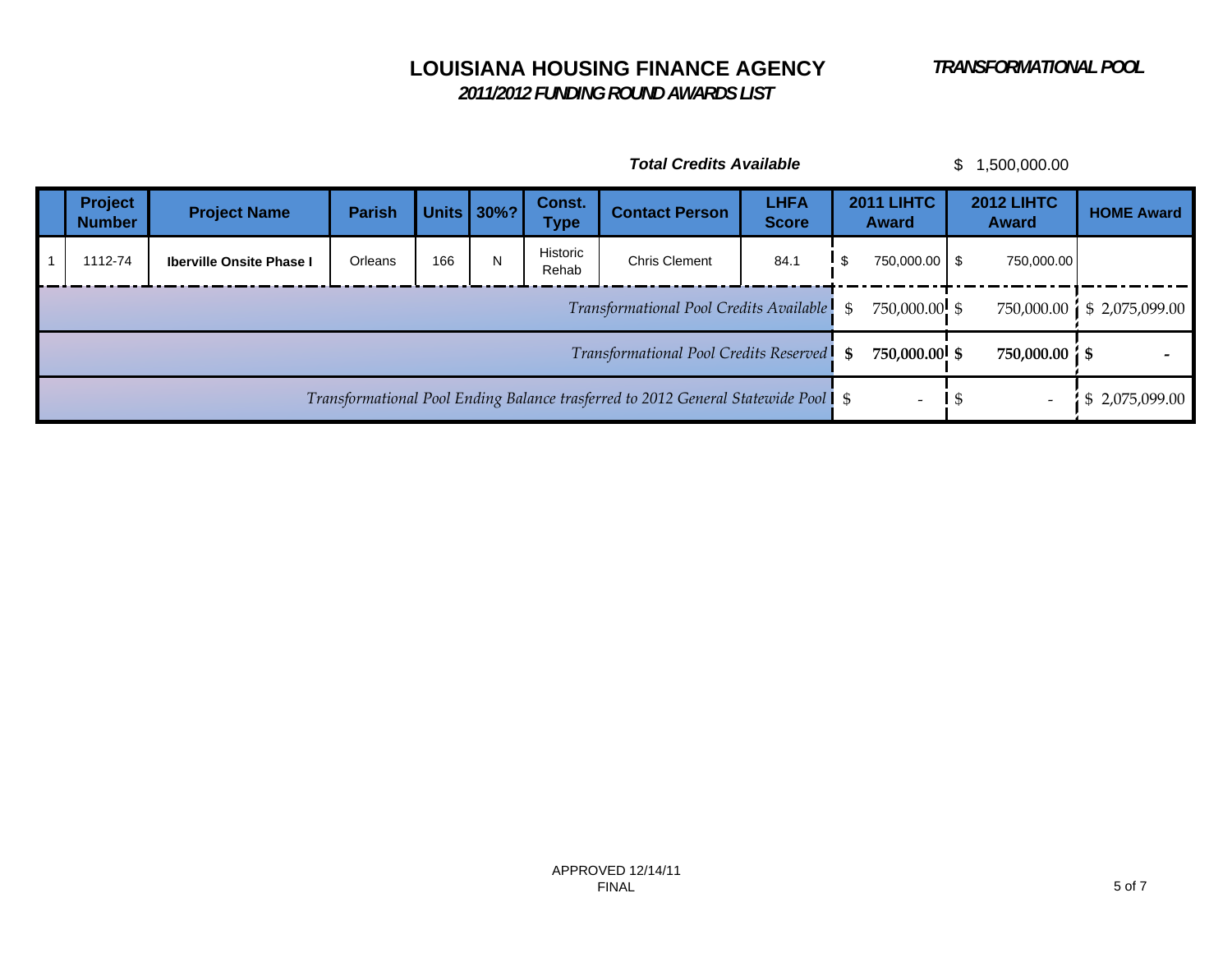# LOUISIANA HOUSING FINANCE AGENCY

***TRANSFORMATIONAL POOL***

***2011/2012 FUNDING ROUND AWARDS LIST***

***Total Credits Available*** $ 1,500,000.00

| | Project Number | Project Name | Parish | Units | 30%? | Const. Type | Contact Person | LHFA Score | 2011 LIHTC Award | 2012 LIHTC Award | HOME Award |
|---|---|---|---|---|---|---|---|---|---|---|---|
| 1 | 1112-74 | **Iberville Onsite Phase I** | Orleans | 166 | N | Historic Rehab | Chris Clement | 84.1 | $ 750,000.00 | $ 750,000.00 | |
| | | | | | | | | *Transformational Pool Credits Available* | $ 750,000.00 | $ 750,000.00 | $ 2,075,099.00 |
| | | | | | | | | *Transformational Pool Credits Reserved* | **$ 750,000.00** | **$ 750,000.00** | **$ -** |
| | | | | | | | | *Transformational Pool Ending Balance trasferred to 2012 General Statewide Pool* | $ - | $ - | $ 2,075,099.00 |

APPROVED 12/14/11
FINAL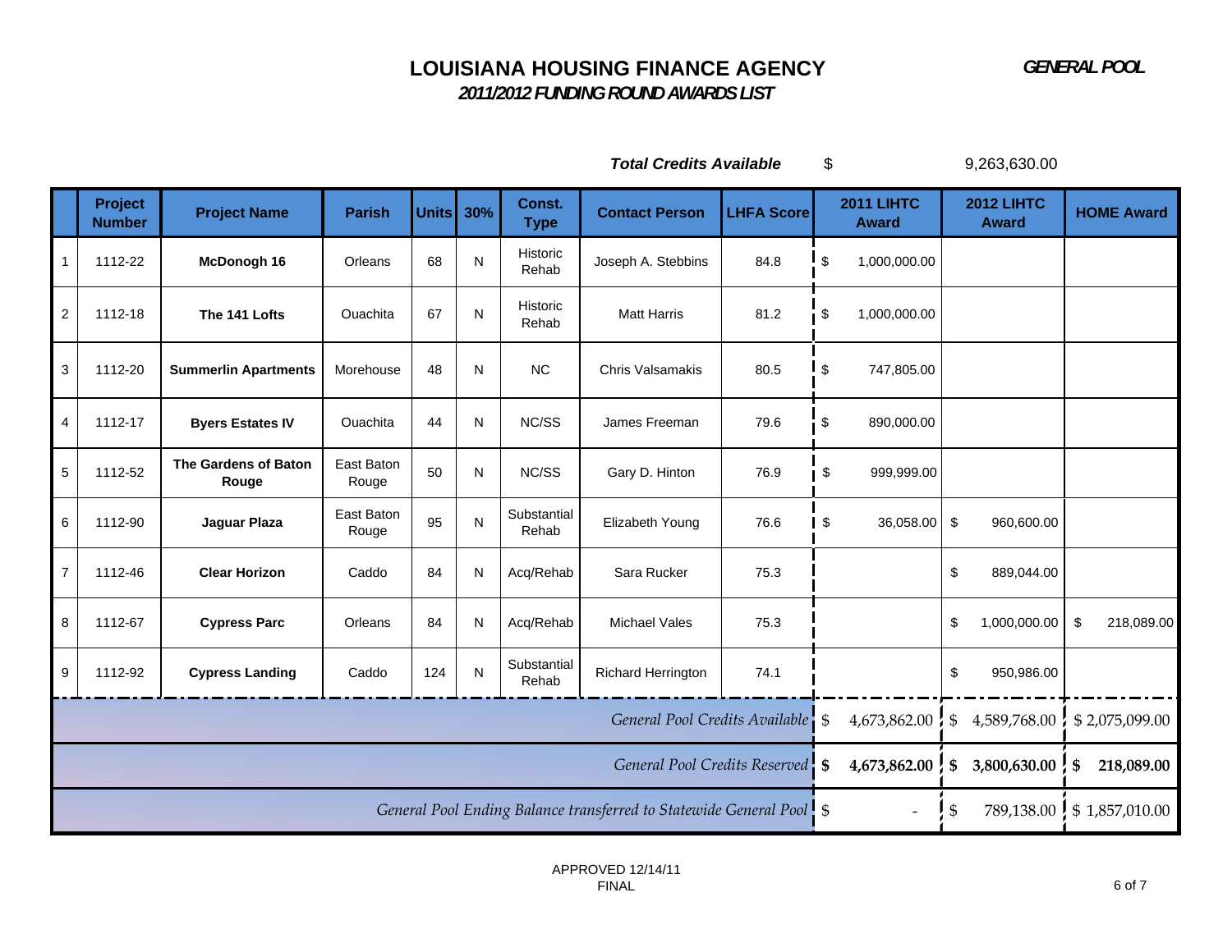# LOUISIANA HOUSING FINANCE AGENCY

## *2011/2012 FUNDING ROUND AWARDS LIST*

***GENERAL POOL***

***Total Credits Available*** $ 9,263,630.00

| | Project Number | Project Name | Parish | Units | 30% | Const. Type | Contact Person | LHFA Score | 2011 LIHTC Award | 2012 LIHTC Award | HOME Award |
|---|---|---|---|---|---|---|---|---|---|---|---|
| 1 | 1112-22 | **McDonogh 16** | Orleans | 68 | N | Historic Rehab | Joseph A. Stebbins | 84.8 | $ 1,000,000.00 | | |
| 2 | 1112-18 | **The 141 Lofts** | Ouachita | 67 | N | Historic Rehab | Matt Harris | 81.2 | $ 1,000,000.00 | | |
| 3 | 1112-20 | **Summerlin Apartments** | Morehouse | 48 | N | NC | Chris Valsamakis | 80.5 | $ 747,805.00 | | |
| 4 | 1112-17 | **Byers Estates IV** | Ouachita | 44 | N | NC/SS | James Freeman | 79.6 | $ 890,000.00 | | |
| 5 | 1112-52 | **The Gardens of Baton Rouge** | East Baton Rouge | 50 | N | NC/SS | Gary D. Hinton | 76.9 | $ 999,999.00 | | |
| 6 | 1112-90 | **Jaguar Plaza** | East Baton Rouge | 95 | N | Substantial Rehab | Elizabeth Young | 76.6 | $ 36,058.00 | $ 960,600.00 | |
| 7 | 1112-46 | **Clear Horizon** | Caddo | 84 | N | Acq/Rehab | Sara Rucker | 75.3 | | $ 889,044.00 | |
| 8 | 1112-67 | **Cypress Parc** | Orleans | 84 | N | Acq/Rehab | Michael Vales | 75.3 | | $ 1,000,000.00 | $ 218,089.00 |
| 9 | 1112-92 | **Cypress Landing** | Caddo | 124 | N | Substantial Rehab | Richard Herrington | 74.1 | | $ 950,986.00 | |
| | | | | | | | | *General Pool Credits Available* | $ 4,673,862.00 | $ 4,589,768.00 | $ 2,075,099.00 |
| | | | | | | | | *General Pool Credits Reserved* | **$ 4,673,862.00** | **$ 3,800,630.00** | **$ 218,089.00** |
| | | | | | | | | *General Pool Ending Balance transferred to Statewide General Pool* | $ - | $ 789,138.00 | $ 1,857,010.00 |

APPROVED 12/14/11
FINAL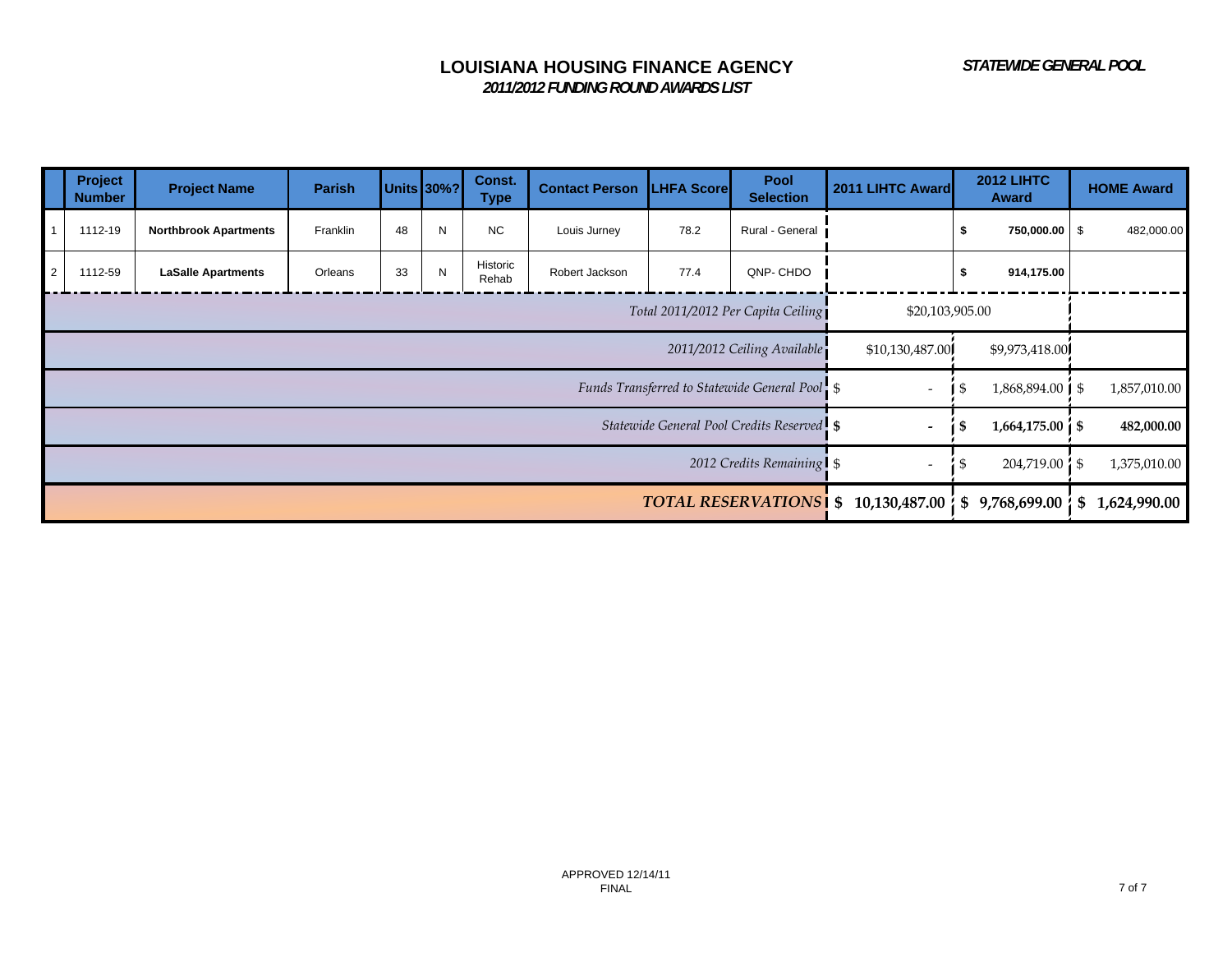# LOUISIANA HOUSING FINANCE AGENCY

## 2011/2012 FUNDING ROUND AWARDS LIST

***STATEWIDE GENERAL POOL***

| | Project Number | Project Name | Parish | Units | 30%? | Const. Type | Contact Person | LHFA Score | Pool Selection | 2011 LIHTC Award | 2012 LIHTC Award | HOME Award |
|---|---|---|---|---|---|---|---|---|---|---|---|---|
| 1 | 1112-19 | **Northbrook Apartments** | Franklin | 48 | N | NC | Louis Jurney | 78.2 | Rural - General | | **$ 750,000.00** | $ 482,000.00 |
| 2 | 1112-59 | **LaSalle Apartments** | Orleans | 33 | N | Historic Rehab | Robert Jackson | 77.4 | QNP- CHDO | | **$ 914,175.00** | |
| | | | | | | | | | *Total 2011/2012 Per Capita Ceiling* | $20,103,905.00 | | |
| | | | | | | | | | *2011/2012 Ceiling Available* | $10,130,487.00 | $9,973,418.00 | |
| | | | | | | | | | *Funds Transferred to Statewide General Pool* | $ - | $ 1,868,894.00 | $ 1,857,010.00 |
| | | | | | | | | | *Statewide General Pool Credits Reserved* | **$ -** | **$ 1,664,175.00** | **$ 482,000.00** |
| | | | | | | | | | *2012 Credits Remaining* | $ - | $ 204,719.00 | $ 1,375,010.00 |
| | | | | | | | | | ***TOTAL RESERVATIONS*** | **$ 10,130,487.00** | **$ 9,768,699.00** | **$ 1,624,990.00** |

APPROVED 12/14/11
FINAL